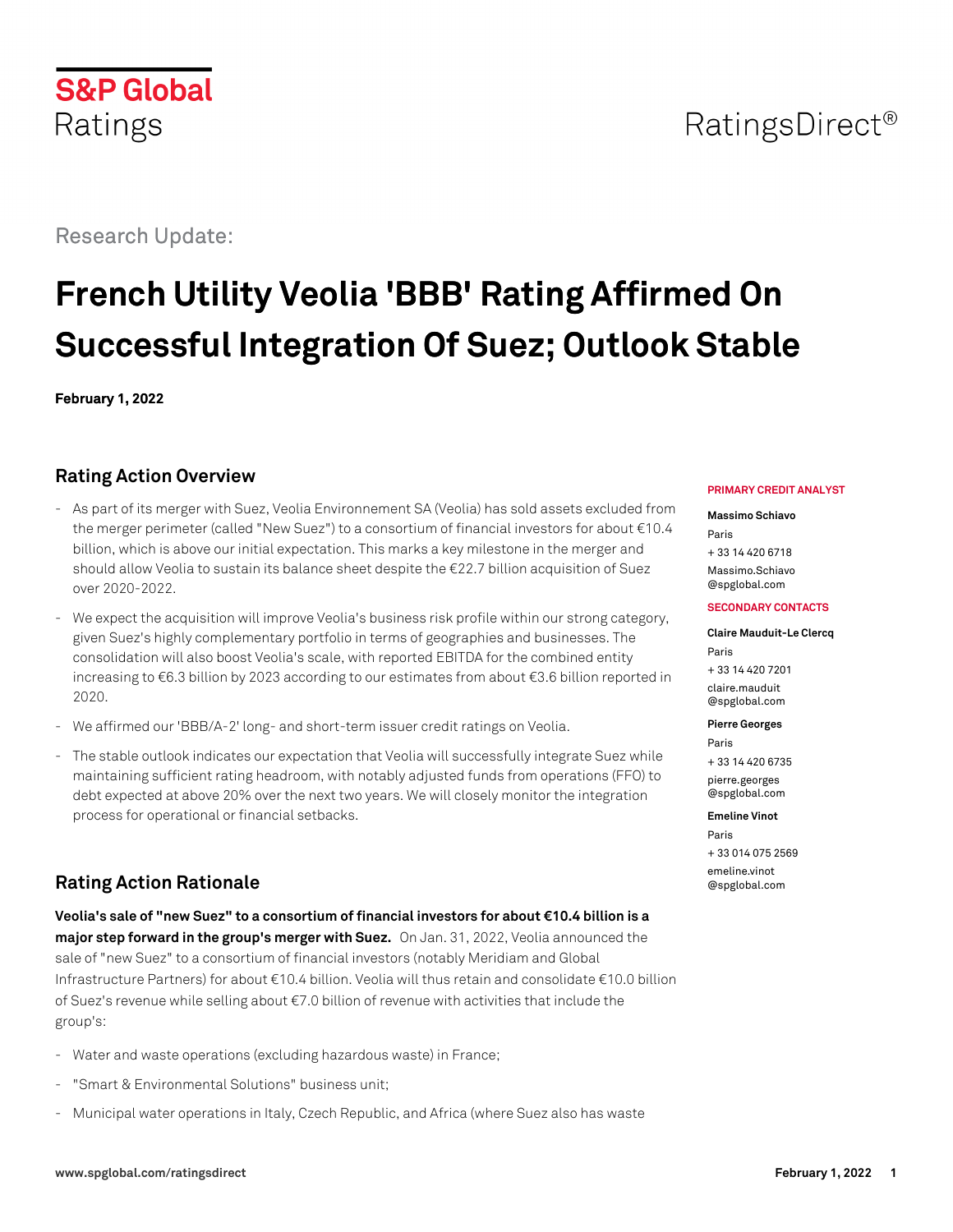S&P Global Ratings

RatingsDirect®

Research Update:

# French Utility Veolia 'BBB' Rating Affirmed On Successful Integration Of Suez; Outlook Stable

**February 1, 2022**

**PRIMARY CREDIT ANALYST**

**Massimo Schiavo**
Paris
+ 33 14 420 6718
Massimo.Schiavo
@spglobal.com

**SECONDARY CONTACTS**

**Claire Mauduit-Le Clercq**
Paris
+ 33 14 420 7201
claire.mauduit
@spglobal.com

**Pierre Georges**
Paris
+ 33 14 420 6735
pierre.georges
@spglobal.com

**Emeline Vinot**
Paris
+ 33 014 075 2569
emeline.vinot
@spglobal.com

## Rating Action Overview

- As part of its merger with Suez, Veolia Environnement SA (Veolia) has sold assets excluded from the merger perimeter (called "New Suez") to a consortium of financial investors for about €10.4 billion, which is above our initial expectation. This marks a key milestone in the merger and should allow Veolia to sustain its balance sheet despite the €22.7 billion acquisition of Suez over 2020-2022.
- We expect the acquisition will improve Veolia's business risk profile within our strong category, given Suez's highly complementary portfolio in terms of geographies and businesses. The consolidation will also boost Veolia's scale, with reported EBITDA for the combined entity increasing to €6.3 billion by 2023 according to our estimates from about €3.6 billion reported in 2020.
- We affirmed our 'BBB/A-2' long- and short-term issuer credit ratings on Veolia.
- The stable outlook indicates our expectation that Veolia will successfully integrate Suez while maintaining sufficient rating headroom, with notably adjusted funds from operations (FFO) to debt expected at above 20% over the next two years. We will closely monitor the integration process for operational or financial setbacks.

## Rating Action Rationale

**Veolia's sale of "new Suez" to a consortium of financial investors for about €10.4 billion is a major step forward in the group's merger with Suez.** On Jan. 31, 2022, Veolia announced the sale of "new Suez" to a consortium of financial investors (notably Meridiam and Global Infrastructure Partners) for about €10.4 billion. Veolia will thus retain and consolidate €10.0 billion of Suez's revenue while selling about €7.0 billion of revenue with activities that include the group's:

- Water and waste operations (excluding hazardous waste) in France;
- "Smart & Environmental Solutions" business unit;
- Municipal water operations in Italy, Czech Republic, and Africa (where Suez also has waste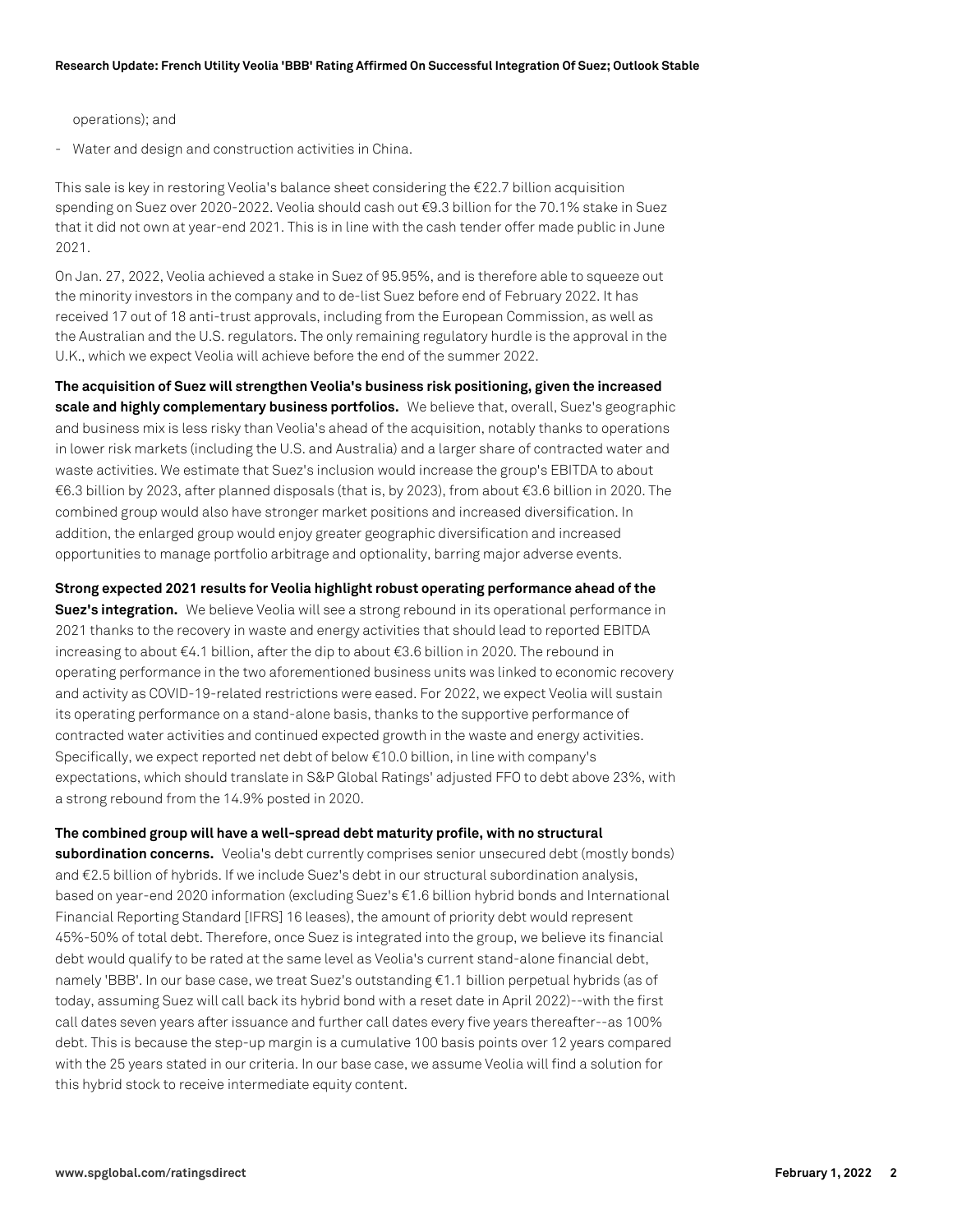operations); and

- Water and design and construction activities in China.

This sale is key in restoring Veolia's balance sheet considering the €22.7 billion acquisition spending on Suez over 2020-2022. Veolia should cash out €9.3 billion for the 70.1% stake in Suez that it did not own at year-end 2021. This is in line with the cash tender offer made public in June 2021.

On Jan. 27, 2022, Veolia achieved a stake in Suez of 95.95%, and is therefore able to squeeze out the minority investors in the company and to de-list Suez before end of February 2022. It has received 17 out of 18 anti-trust approvals, including from the European Commission, as well as the Australian and the U.S. regulators. The only remaining regulatory hurdle is the approval in the U.K., which we expect Veolia will achieve before the end of the summer 2022.

**The acquisition of Suez will strengthen Veolia's business risk positioning, given the increased scale and highly complementary business portfolios.** We believe that, overall, Suez's geographic and business mix is less risky than Veolia's ahead of the acquisition, notably thanks to operations in lower risk markets (including the U.S. and Australia) and a larger share of contracted water and waste activities. We estimate that Suez's inclusion would increase the group's EBITDA to about €6.3 billion by 2023, after planned disposals (that is, by 2023), from about €3.6 billion in 2020. The combined group would also have stronger market positions and increased diversification. In addition, the enlarged group would enjoy greater geographic diversification and increased opportunities to manage portfolio arbitrage and optionality, barring major adverse events.

**Strong expected 2021 results for Veolia highlight robust operating performance ahead of the Suez's integration.** We believe Veolia will see a strong rebound in its operational performance in 2021 thanks to the recovery in waste and energy activities that should lead to reported EBITDA increasing to about €4.1 billion, after the dip to about €3.6 billion in 2020. The rebound in operating performance in the two aforementioned business units was linked to economic recovery and activity as COVID-19-related restrictions were eased. For 2022, we expect Veolia will sustain its operating performance on a stand-alone basis, thanks to the supportive performance of contracted water activities and continued expected growth in the waste and energy activities. Specifically, we expect reported net debt of below €10.0 billion, in line with company's expectations, which should translate in S&P Global Ratings' adjusted FFO to debt above 23%, with a strong rebound from the 14.9% posted in 2020.

**The combined group will have a well-spread debt maturity profile, with no structural subordination concerns.** Veolia's debt currently comprises senior unsecured debt (mostly bonds) and €2.5 billion of hybrids. If we include Suez's debt in our structural subordination analysis, based on year-end 2020 information (excluding Suez's €1.6 billion hybrid bonds and International Financial Reporting Standard [IFRS] 16 leases), the amount of priority debt would represent 45%-50% of total debt. Therefore, once Suez is integrated into the group, we believe its financial debt would qualify to be rated at the same level as Veolia's current stand-alone financial debt, namely 'BBB'. In our base case, we treat Suez's outstanding €1.1 billion perpetual hybrids (as of today, assuming Suez will call back its hybrid bond with a reset date in April 2022)--with the first call dates seven years after issuance and further call dates every five years thereafter--as 100% debt. This is because the step-up margin is a cumulative 100 basis points over 12 years compared with the 25 years stated in our criteria. In our base case, we assume Veolia will find a solution for this hybrid stock to receive intermediate equity content.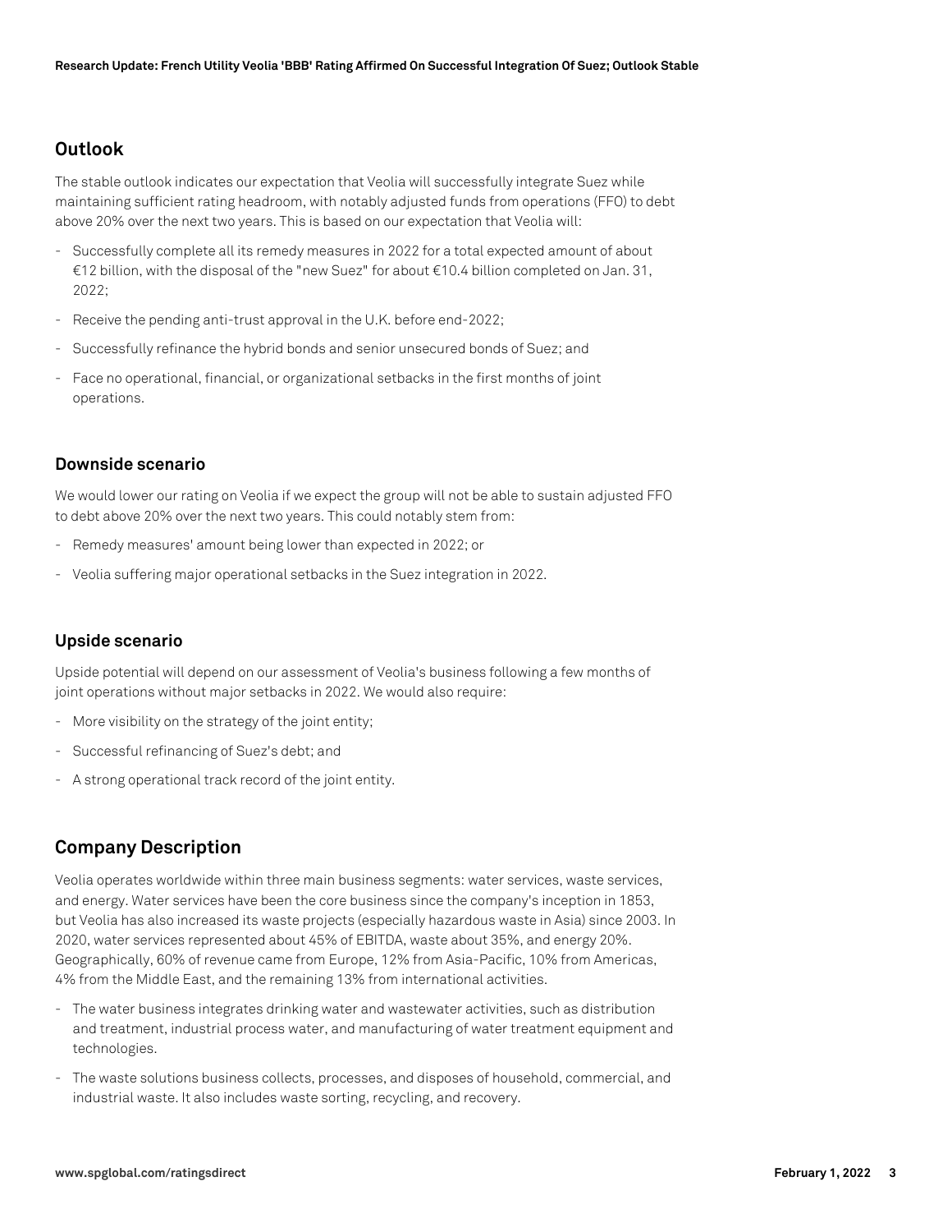## Outlook

The stable outlook indicates our expectation that Veolia will successfully integrate Suez while maintaining sufficient rating headroom, with notably adjusted funds from operations (FFO) to debt above 20% over the next two years. This is based on our expectation that Veolia will:

- Successfully complete all its remedy measures in 2022 for a total expected amount of about €12 billion, with the disposal of the "new Suez" for about €10.4 billion completed on Jan. 31, 2022;
- Receive the pending anti-trust approval in the U.K. before end-2022;
- Successfully refinance the hybrid bonds and senior unsecured bonds of Suez; and
- Face no operational, financial, or organizational setbacks in the first months of joint operations.

### Downside scenario

We would lower our rating on Veolia if we expect the group will not be able to sustain adjusted FFO to debt above 20% over the next two years. This could notably stem from:

- Remedy measures' amount being lower than expected in 2022; or
- Veolia suffering major operational setbacks in the Suez integration in 2022.

### Upside scenario

Upside potential will depend on our assessment of Veolia's business following a few months of joint operations without major setbacks in 2022. We would also require:

- More visibility on the strategy of the joint entity;
- Successful refinancing of Suez's debt; and
- A strong operational track record of the joint entity.

## Company Description

Veolia operates worldwide within three main business segments: water services, waste services, and energy. Water services have been the core business since the company's inception in 1853, but Veolia has also increased its waste projects (especially hazardous waste in Asia) since 2003. In 2020, water services represented about 45% of EBITDA, waste about 35%, and energy 20%. Geographically, 60% of revenue came from Europe, 12% from Asia-Pacific, 10% from Americas, 4% from the Middle East, and the remaining 13% from international activities.

- The water business integrates drinking water and wastewater activities, such as distribution and treatment, industrial process water, and manufacturing of water treatment equipment and technologies.
- The waste solutions business collects, processes, and disposes of household, commercial, and industrial waste. It also includes waste sorting, recycling, and recovery.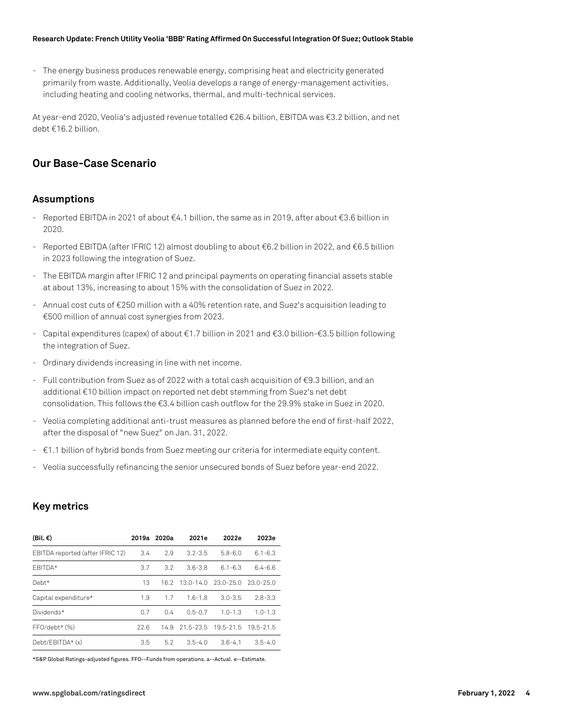- The energy business produces renewable energy, comprising heat and electricity generated primarily from waste. Additionally, Veolia develops a range of energy-management activities, including heating and cooling networks, thermal, and multi-technical services.

At year-end 2020, Veolia's adjusted revenue totalled €26.4 billion, EBITDA was €3.2 billion, and net debt €16.2 billion.

## Our Base-Case Scenario

### Assumptions

- Reported EBITDA in 2021 of about €4.1 billion, the same as in 2019, after about €3.6 billion in 2020.
- Reported EBITDA (after IFRIC 12) almost doubling to about €6.2 billion in 2022, and €6.5 billion in 2023 following the integration of Suez.
- The EBITDA margin after IFRIC 12 and principal payments on operating financial assets stable at about 13%, increasing to about 15% with the consolidation of Suez in 2022.
- Annual cost cuts of €250 million with a 40% retention rate, and Suez's acquisition leading to €500 million of annual cost synergies from 2023.
- Capital expenditures (capex) of about €1.7 billion in 2021 and €3.0 billion-€3.5 billion following the integration of Suez.
- Ordinary dividends increasing in line with net income.
- Full contribution from Suez as of 2022 with a total cash acquisition of €9.3 billion, and an additional €10 billion impact on reported net debt stemming from Suez's net debt consolidation. This follows the €3.4 billion cash outflow for the 29.9% stake in Suez in 2020.
- Veolia completing additional anti-trust measures as planned before the end of first-half 2022, after the disposal of "new Suez" on Jan. 31, 2022.
- €1.1 billion of hybrid bonds from Suez meeting our criteria for intermediate equity content.
- Veolia successfully refinancing the senior unsecured bonds of Suez before year-end 2022.

### Key metrics

| (Bil. €) | 2019a | 2020a | 2021e | 2022e | 2023e |
|---|---|---|---|---|---|
| EBITDA reported (after IFRIC 12) | 3.4 | 2.9 | 3.2-3.5 | 5.8-6.0 | 6.1-6.3 |
| EBITDA* | 3.7 | 3.2 | 3.6-3.8 | 6.1-6.3 | 6.4-6.6 |
| Debt* | 13 | 16.2 | 13.0-14.0 | 23.0-25.0 | 23.0-25.0 |
| Capital expenditure* | 1.9 | 1.7 | 1.6-1.8 | 3.0-3.5 | 2.8-3.3 |
| Dividends* | 0.7 | 0.4 | 0.5-0.7 | 1.0-1.3 | 1.0-1.3 |
| FFO/debt* (%) | 22.6 | 14.9 | 21.5-23.5 | 19.5-21.5 | 19.5-21.5 |
| Debt/EBITDA* (x) | 3.5 | 5.2 | 3.5-4.0 | 3.6-4.1 | 3.5-4.0 |

*S&P Global Ratings-adjusted figures. FFO--Funds from operations. a--Actual. e--Estimate.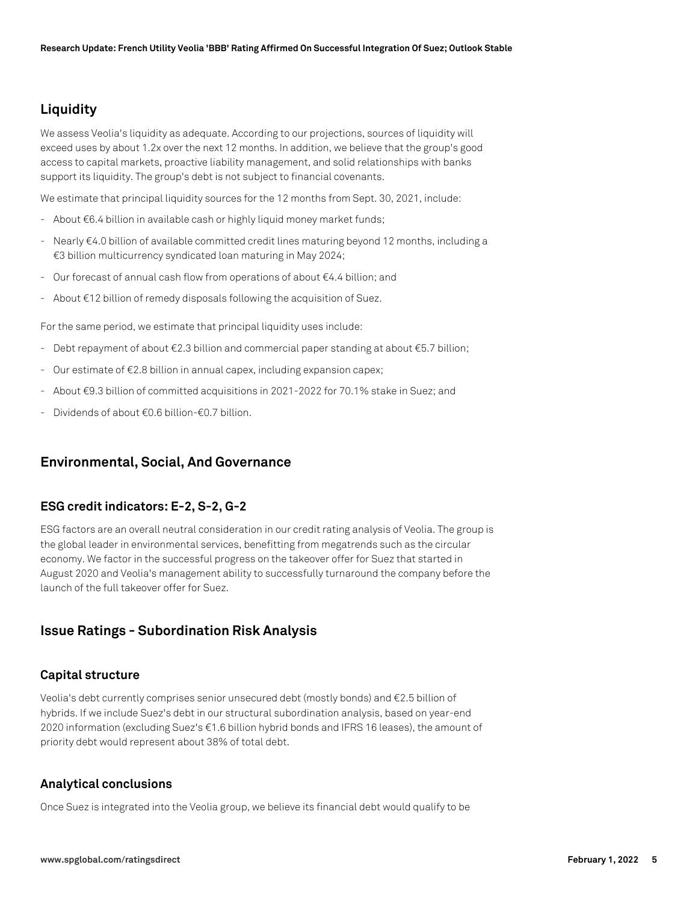## Liquidity

We assess Veolia's liquidity as adequate. According to our projections, sources of liquidity will exceed uses by about 1.2x over the next 12 months. In addition, we believe that the group's good access to capital markets, proactive liability management, and solid relationships with banks support its liquidity. The group's debt is not subject to financial covenants.

We estimate that principal liquidity sources for the 12 months from Sept. 30, 2021, include:

- About €6.4 billion in available cash or highly liquid money market funds;
- Nearly €4.0 billion of available committed credit lines maturing beyond 12 months, including a €3 billion multicurrency syndicated loan maturing in May 2024;
- Our forecast of annual cash flow from operations of about €4.4 billion; and
- About €12 billion of remedy disposals following the acquisition of Suez.

For the same period, we estimate that principal liquidity uses include:

- Debt repayment of about €2.3 billion and commercial paper standing at about €5.7 billion;
- Our estimate of €2.8 billion in annual capex, including expansion capex;
- About €9.3 billion of committed acquisitions in 2021-2022 for 70.1% stake in Suez; and
- Dividends of about €0.6 billion-€0.7 billion.

## Environmental, Social, And Governance

### ESG credit indicators: E-2, S-2, G-2

ESG factors are an overall neutral consideration in our credit rating analysis of Veolia. The group is the global leader in environmental services, benefitting from megatrends such as the circular economy. We factor in the successful progress on the takeover offer for Suez that started in August 2020 and Veolia's management ability to successfully turnaround the company before the launch of the full takeover offer for Suez.

## Issue Ratings - Subordination Risk Analysis

### Capital structure

Veolia's debt currently comprises senior unsecured debt (mostly bonds) and €2.5 billion of hybrids. If we include Suez's debt in our structural subordination analysis, based on year-end 2020 information (excluding Suez's €1.6 billion hybrid bonds and IFRS 16 leases), the amount of priority debt would represent about 38% of total debt.

### Analytical conclusions

Once Suez is integrated into the Veolia group, we believe its financial debt would qualify to be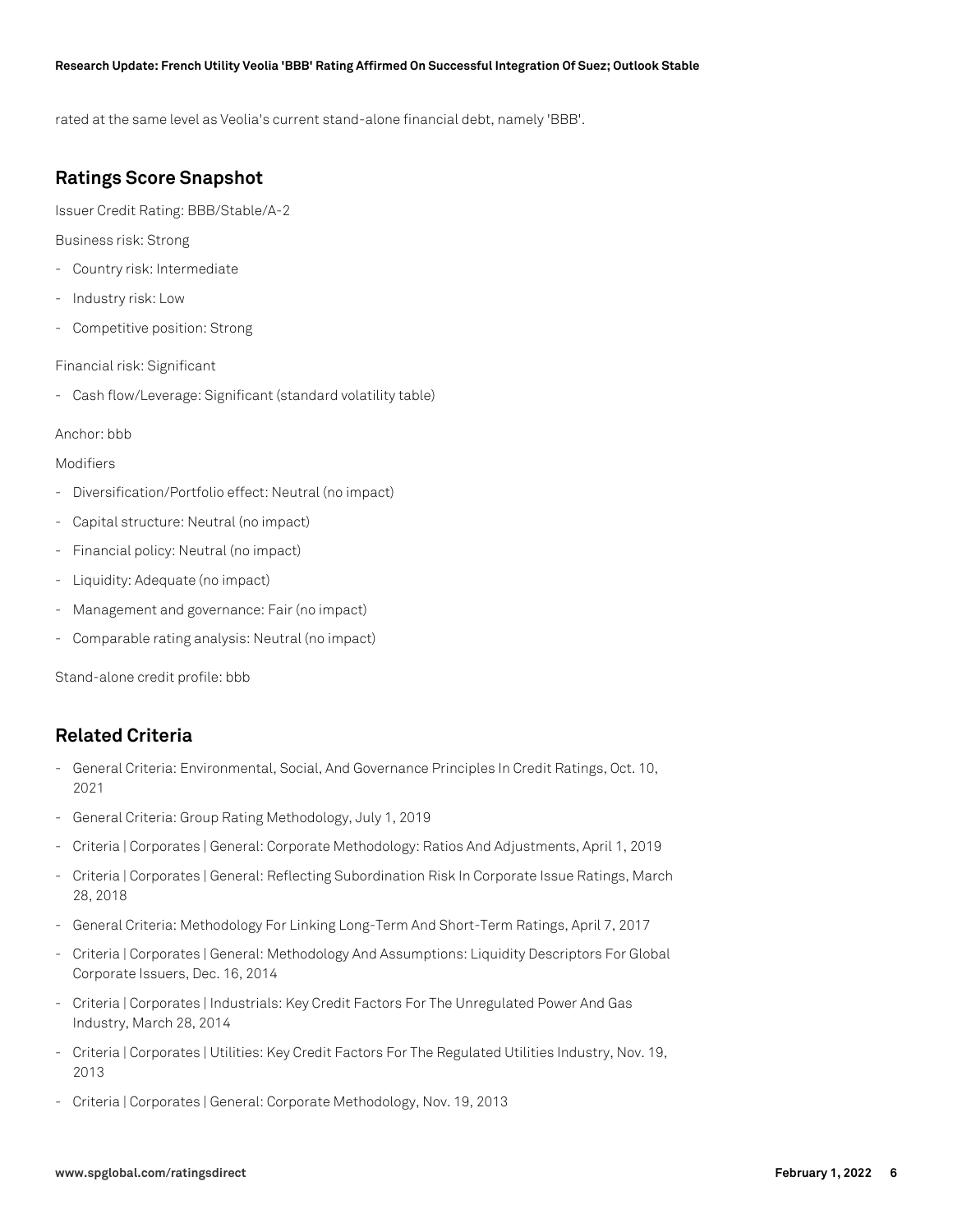rated at the same level as Veolia's current stand-alone financial debt, namely 'BBB'.

## Ratings Score Snapshot

Issuer Credit Rating: BBB/Stable/A-2

Business risk: Strong

- Country risk: Intermediate
- Industry risk: Low
- Competitive position: Strong

Financial risk: Significant

- Cash flow/Leverage: Significant (standard volatility table)

Anchor: bbb

Modifiers

- Diversification/Portfolio effect: Neutral (no impact)
- Capital structure: Neutral (no impact)
- Financial policy: Neutral (no impact)
- Liquidity: Adequate (no impact)
- Management and governance: Fair (no impact)
- Comparable rating analysis: Neutral (no impact)

Stand-alone credit profile: bbb

## Related Criteria

- General Criteria: Environmental, Social, And Governance Principles In Credit Ratings, Oct. 10, 2021
- General Criteria: Group Rating Methodology, July 1, 2019
- Criteria | Corporates | General: Corporate Methodology: Ratios And Adjustments, April 1, 2019
- Criteria | Corporates | General: Reflecting Subordination Risk In Corporate Issue Ratings, March 28, 2018
- General Criteria: Methodology For Linking Long-Term And Short-Term Ratings, April 7, 2017
- Criteria | Corporates | General: Methodology And Assumptions: Liquidity Descriptors For Global Corporate Issuers, Dec. 16, 2014
- Criteria | Corporates | Industrials: Key Credit Factors For The Unregulated Power And Gas Industry, March 28, 2014
- Criteria | Corporates | Utilities: Key Credit Factors For The Regulated Utilities Industry, Nov. 19, 2013
- Criteria | Corporates | General: Corporate Methodology, Nov. 19, 2013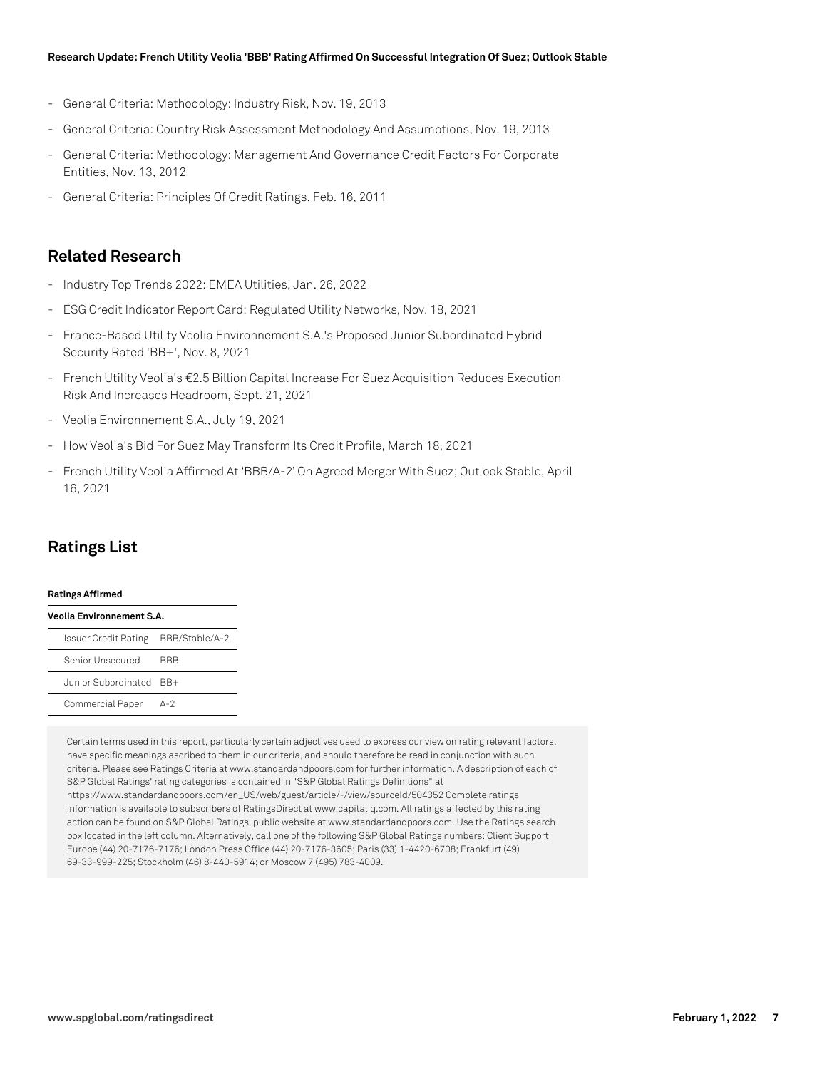- General Criteria: Methodology: Industry Risk, Nov. 19, 2013
- General Criteria: Country Risk Assessment Methodology And Assumptions, Nov. 19, 2013
- General Criteria: Methodology: Management And Governance Credit Factors For Corporate Entities, Nov. 13, 2012
- General Criteria: Principles Of Credit Ratings, Feb. 16, 2011

## Related Research

- Industry Top Trends 2022: EMEA Utilities, Jan. 26, 2022
- ESG Credit Indicator Report Card: Regulated Utility Networks, Nov. 18, 2021
- France-Based Utility Veolia Environnement S.A.'s Proposed Junior Subordinated Hybrid Security Rated 'BB+', Nov. 8, 2021
- French Utility Veolia's €2.5 Billion Capital Increase For Suez Acquisition Reduces Execution Risk And Increases Headroom, Sept. 21, 2021
- Veolia Environnement S.A., July 19, 2021
- How Veolia's Bid For Suez May Transform Its Credit Profile, March 18, 2021
- French Utility Veolia Affirmed At 'BBB/A-2' On Agreed Merger With Suez; Outlook Stable, April 16, 2021

## Ratings List

**Ratings Affirmed**

| **Veolia Environnement S.A.** | |
|---|---|
| Issuer Credit Rating | BBB/Stable/A-2 |
| Senior Unsecured | BBB |
| Junior Subordinated | BB+ |
| Commercial Paper | A-2 |

Certain terms used in this report, particularly certain adjectives used to express our view on rating relevant factors, have specific meanings ascribed to them in our criteria, and should therefore be read in conjunction with such criteria. Please see Ratings Criteria at www.standardandpoors.com for further information. A description of each of S&P Global Ratings' rating categories is contained in "S&P Global Ratings Definitions" at https://www.standardandpoors.com/en_US/web/guest/article/-/view/sourceId/504352 Complete ratings information is available to subscribers of RatingsDirect at www.capitaliq.com. All ratings affected by this rating action can be found on S&P Global Ratings' public website at www.standardandpoors.com. Use the Ratings search box located in the left column. Alternatively, call one of the following S&P Global Ratings numbers: Client Support Europe (44) 20-7176-7176; London Press Office (44) 20-7176-3605; Paris (33) 1-4420-6708; Frankfurt (49) 69-33-999-225; Stockholm (46) 8-440-5914; or Moscow 7 (495) 783-4009.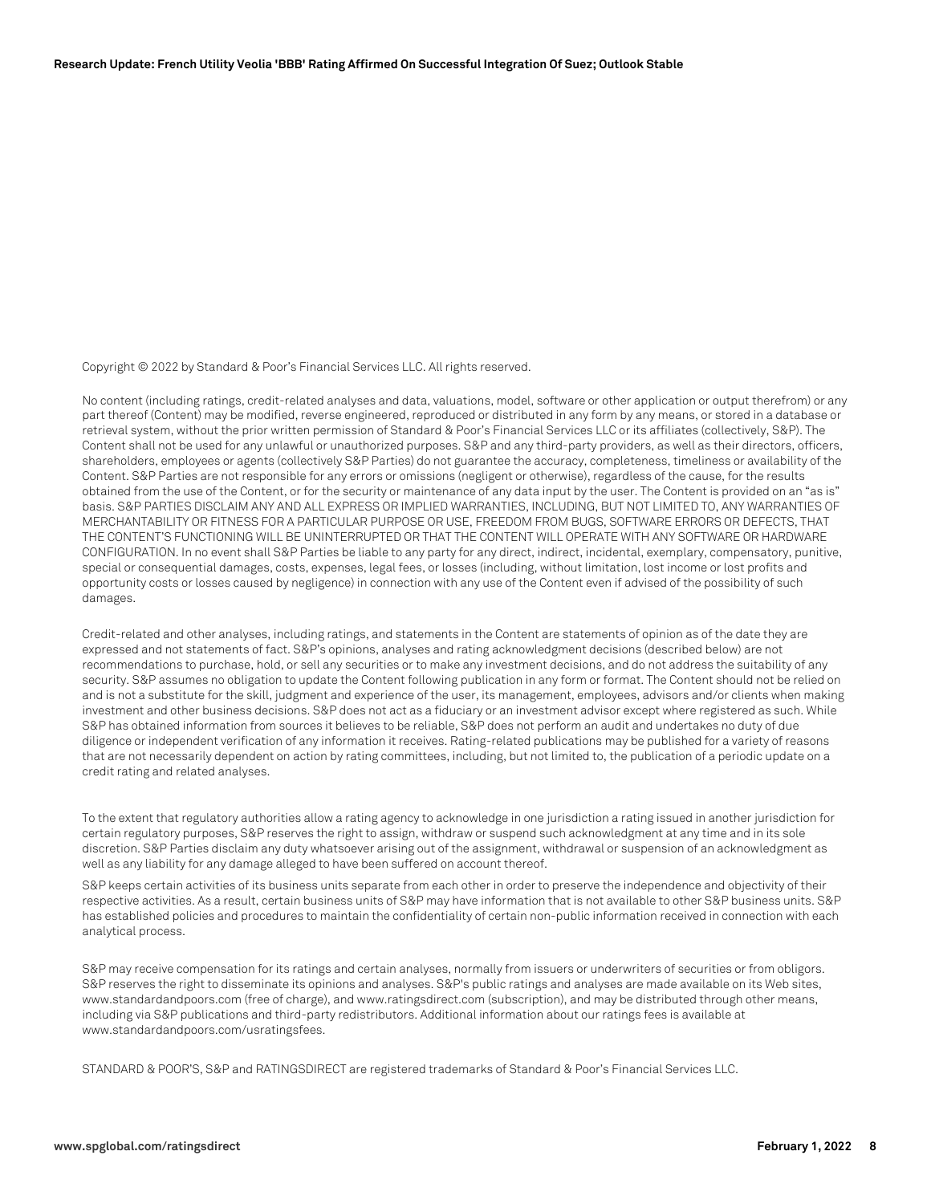Copyright © 2022 by Standard & Poor's Financial Services LLC. All rights reserved.

No content (including ratings, credit-related analyses and data, valuations, model, software or other application or output therefrom) or any part thereof (Content) may be modified, reverse engineered, reproduced or distributed in any form by any means, or stored in a database or retrieval system, without the prior written permission of Standard & Poor's Financial Services LLC or its affiliates (collectively, S&P). The Content shall not be used for any unlawful or unauthorized purposes. S&P and any third-party providers, as well as their directors, officers, shareholders, employees or agents (collectively S&P Parties) do not guarantee the accuracy, completeness, timeliness or availability of the Content. S&P Parties are not responsible for any errors or omissions (negligent or otherwise), regardless of the cause, for the results obtained from the use of the Content, or for the security or maintenance of any data input by the user. The Content is provided on an "as is" basis. S&P PARTIES DISCLAIM ANY AND ALL EXPRESS OR IMPLIED WARRANTIES, INCLUDING, BUT NOT LIMITED TO, ANY WARRANTIES OF MERCHANTABILITY OR FITNESS FOR A PARTICULAR PURPOSE OR USE, FREEDOM FROM BUGS, SOFTWARE ERRORS OR DEFECTS, THAT THE CONTENT'S FUNCTIONING WILL BE UNINTERRUPTED OR THAT THE CONTENT WILL OPERATE WITH ANY SOFTWARE OR HARDWARE CONFIGURATION. In no event shall S&P Parties be liable to any party for any direct, indirect, incidental, exemplary, compensatory, punitive, special or consequential damages, costs, expenses, legal fees, or losses (including, without limitation, lost income or lost profits and opportunity costs or losses caused by negligence) in connection with any use of the Content even if advised of the possibility of such damages.

Credit-related and other analyses, including ratings, and statements in the Content are statements of opinion as of the date they are expressed and not statements of fact. S&P's opinions, analyses and rating acknowledgment decisions (described below) are not recommendations to purchase, hold, or sell any securities or to make any investment decisions, and do not address the suitability of any security. S&P assumes no obligation to update the Content following publication in any form or format. The Content should not be relied on and is not a substitute for the skill, judgment and experience of the user, its management, employees, advisors and/or clients when making investment and other business decisions. S&P does not act as a fiduciary or an investment advisor except where registered as such. While S&P has obtained information from sources it believes to be reliable, S&P does not perform an audit and undertakes no duty of due diligence or independent verification of any information it receives. Rating-related publications may be published for a variety of reasons that are not necessarily dependent on action by rating committees, including, but not limited to, the publication of a periodic update on a credit rating and related analyses.

To the extent that regulatory authorities allow a rating agency to acknowledge in one jurisdiction a rating issued in another jurisdiction for certain regulatory purposes, S&P reserves the right to assign, withdraw or suspend such acknowledgment at any time and in its sole discretion. S&P Parties disclaim any duty whatsoever arising out of the assignment, withdrawal or suspension of an acknowledgment as well as any liability for any damage alleged to have been suffered on account thereof.

S&P keeps certain activities of its business units separate from each other in order to preserve the independence and objectivity of their respective activities. As a result, certain business units of S&P may have information that is not available to other S&P business units. S&P has established policies and procedures to maintain the confidentiality of certain non-public information received in connection with each analytical process.

S&P may receive compensation for its ratings and certain analyses, normally from issuers or underwriters of securities or from obligors. S&P reserves the right to disseminate its opinions and analyses. S&P's public ratings and analyses are made available on its Web sites, www.standardandpoors.com (free of charge), and www.ratingsdirect.com (subscription), and may be distributed through other means, including via S&P publications and third-party redistributors. Additional information about our ratings fees is available at www.standardandpoors.com/usratingsfees.

STANDARD & POOR'S, S&P and RATINGSDIRECT are registered trademarks of Standard & Poor's Financial Services LLC.